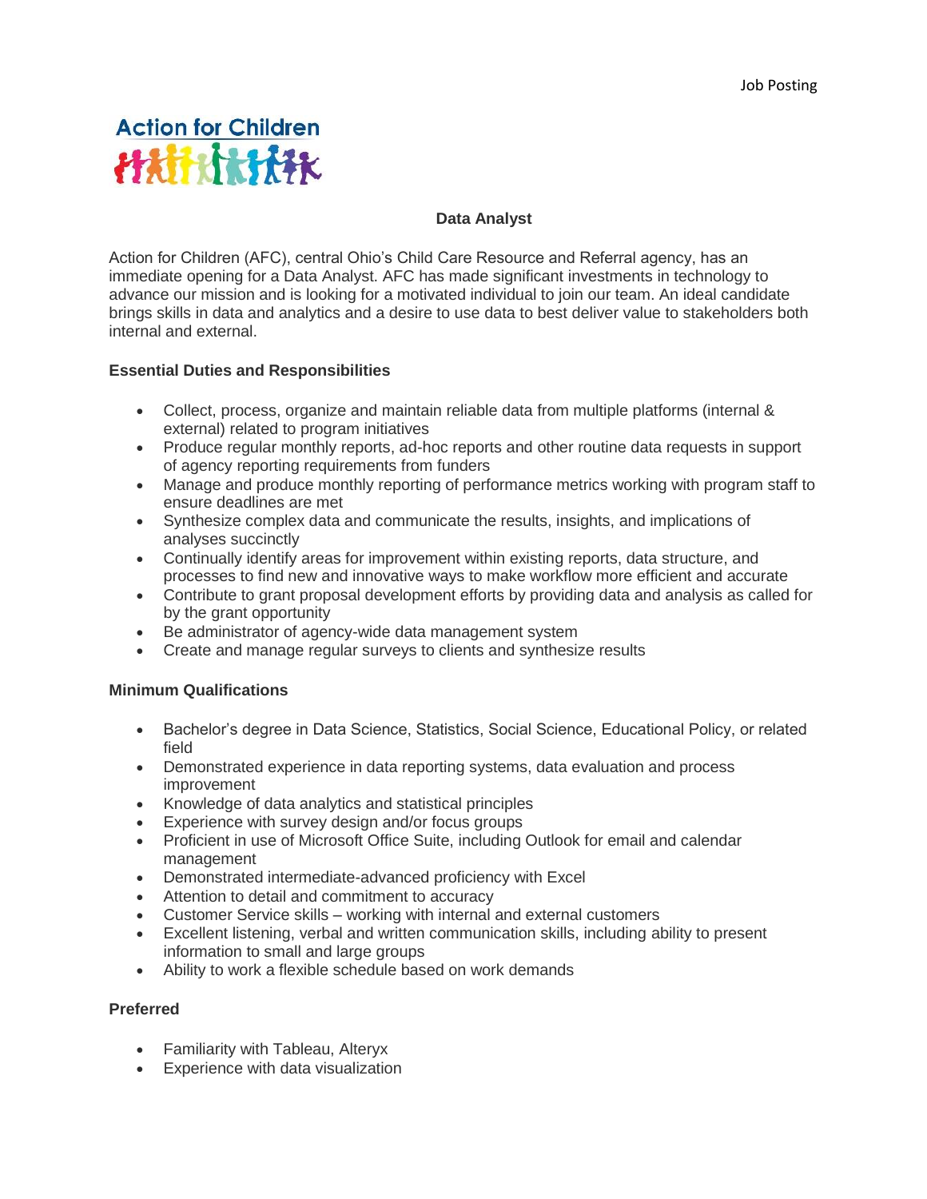Job Posting

Action for Children

# Data Analyst

Action for Children (AFC), central Ohio's Child Care Resource and Referral agency, has an immediate opening for a Data Analyst. AFC has made significant investments in technology to advance our mission and is looking for a motivated individual to join our team. An ideal candidate brings skills in data and analytics and a desire to use data to best deliver value to stakeholders both internal and external.

## Essential Duties and Responsibilities

- Collect, process, organize and maintain reliable data from multiple platforms (internal & external) related to program initiatives
- Produce regular monthly reports, ad-hoc reports and other routine data requests in support of agency reporting requirements from funders
- Manage and produce monthly reporting of performance metrics working with program staff to ensure deadlines are met
- Synthesize complex data and communicate the results, insights, and implications of analyses succinctly
- Continually identify areas for improvement within existing reports, data structure, and processes to find new and innovative ways to make workflow more efficient and accurate
- Contribute to grant proposal development efforts by providing data and analysis as called for by the grant opportunity
- Be administrator of agency-wide data management system
- Create and manage regular surveys to clients and synthesize results

## Minimum Qualifications

- Bachelor's degree in Data Science, Statistics, Social Science, Educational Policy, or related field
- Demonstrated experience in data reporting systems, data evaluation and process improvement
- Knowledge of data analytics and statistical principles
- Experience with survey design and/or focus groups
- Proficient in use of Microsoft Office Suite, including Outlook for email and calendar management
- Demonstrated intermediate-advanced proficiency with Excel
- Attention to detail and commitment to accuracy
- Customer Service skills – working with internal and external customers
- Excellent listening, verbal and written communication skills, including ability to present information to small and large groups
- Ability to work a flexible schedule based on work demands

## Preferred

- Familiarity with Tableau, Alteryx
- Experience with data visualization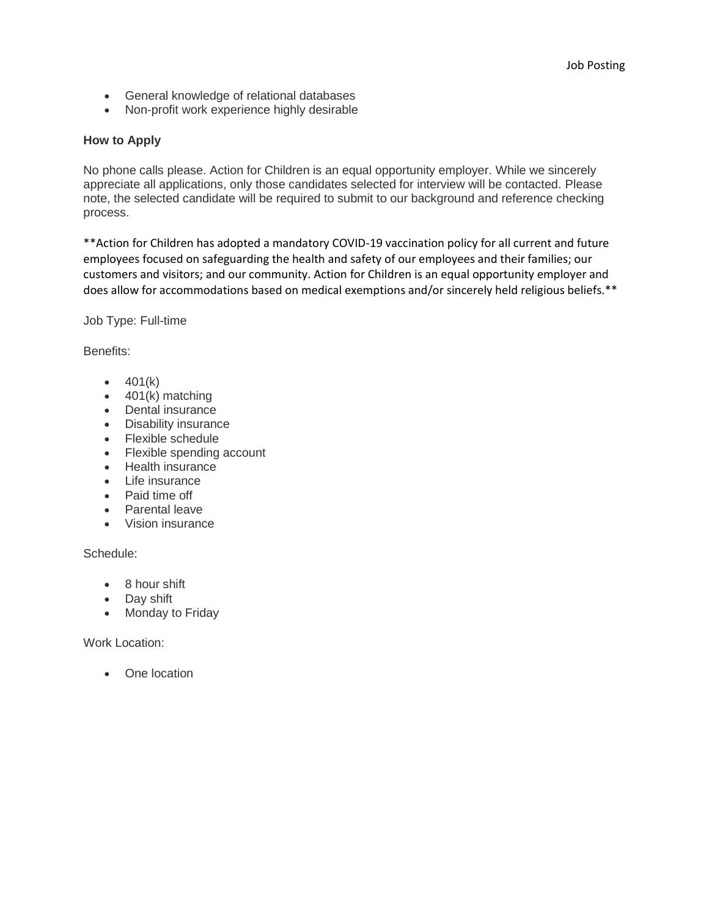- General knowledge of relational databases
- Non-profit work experience highly desirable

**How to Apply**

No phone calls please. Action for Children is an equal opportunity employer. While we sincerely appreciate all applications, only those candidates selected for interview will be contacted. Please note, the selected candidate will be required to submit to our background and reference checking process.

**Action for Children has adopted a mandatory COVID-19 vaccination policy for all current and future employees focused on safeguarding the health and safety of our employees and their families; our customers and visitors; and our community. Action for Children is an equal opportunity employer and does allow for accommodations based on medical exemptions and/or sincerely held religious beliefs.**

Job Type: Full-time

Benefits:

- 401(k)
- 401(k) matching
- Dental insurance
- Disability insurance
- Flexible schedule
- Flexible spending account
- Health insurance
- Life insurance
- Paid time off
- Parental leave
- Vision insurance

Schedule:

- 8 hour shift
- Day shift
- Monday to Friday

Work Location:

- One location